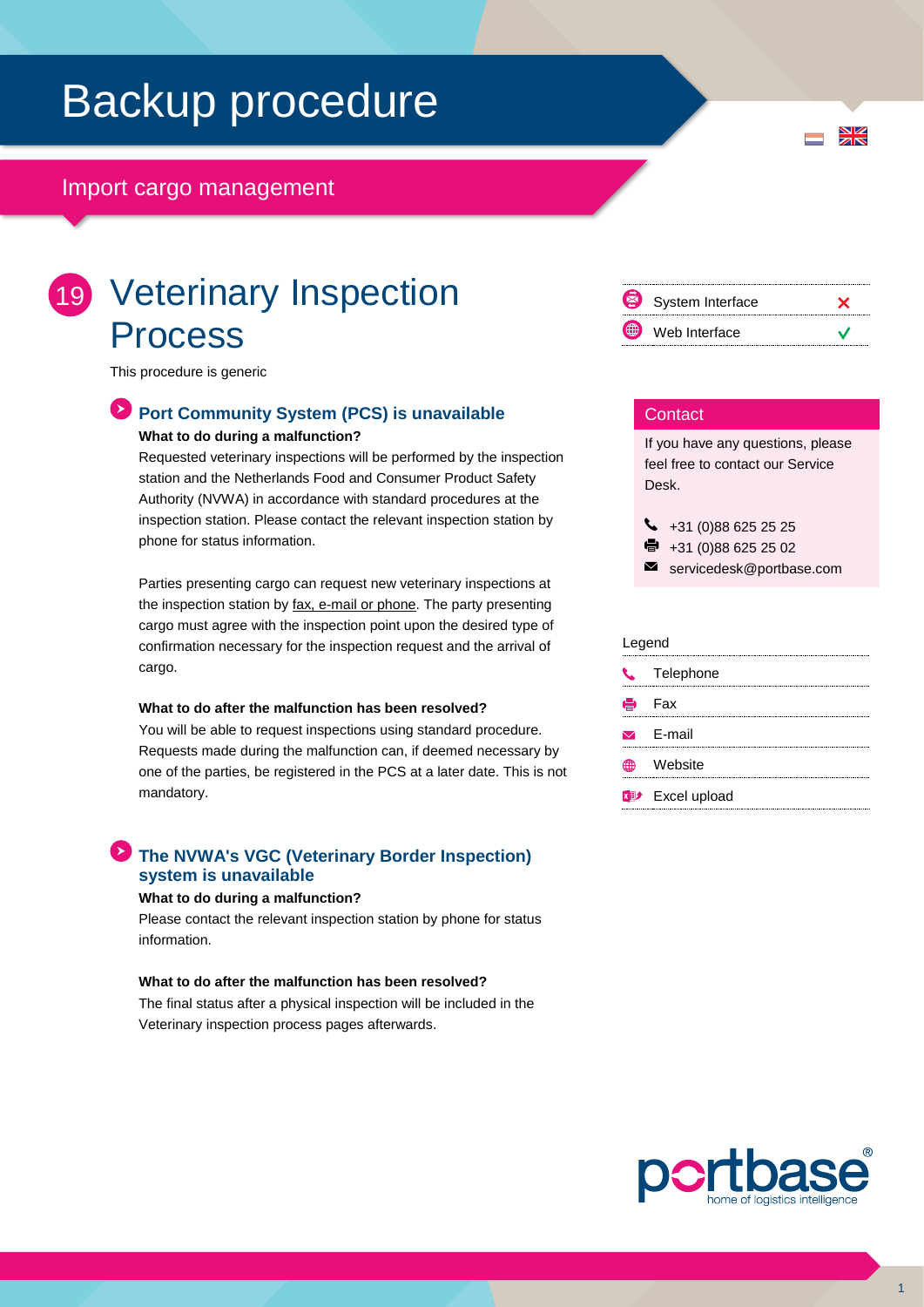# Backup procedure

## Import cargo management

# 19 Veterinary Inspection Process

This procedure is generic

| | | |
|---|---|---|
| System Interface | | ✗ |
| Web Interface | | ✓ |

### Port Community System (PCS) is unavailable

**What to do during a malfunction?**

Requested veterinary inspections will be performed by the inspection station and the Netherlands Food and Consumer Product Safety Authority (NVWA) in accordance with standard procedures at the inspection station. Please contact the relevant inspection station by phone for status information.

Parties presenting cargo can request new veterinary inspections at the inspection station by fax, e-mail or phone. The party presenting cargo must agree with the inspection point upon the desired type of confirmation necessary for the inspection request and the arrival of cargo.

**What to do after the malfunction has been resolved?**

You will be able to request inspections using standard procedure. Requests made during the malfunction can, if deemed necessary by one of the parties, be registered in the PCS at a later date. This is not mandatory.

### The NVWA's VGC (Veterinary Border Inspection) system is unavailable

**What to do during a malfunction?**

Please contact the relevant inspection station by phone for status information.

**What to do after the malfunction has been resolved?**

The final status after a physical inspection will be included in the Veterinary inspection process pages afterwards.

### Contact

If you have any questions, please feel free to contact our Service Desk.

- Telephone: +31 (0)88 625 25 25
- Fax: +31 (0)88 625 25 02
- E-mail: servicedesk@portbase.com

### Legend

- Telephone
- Fax
- E-mail
- Website
- Excel upload

portbase
home of logistics intelligence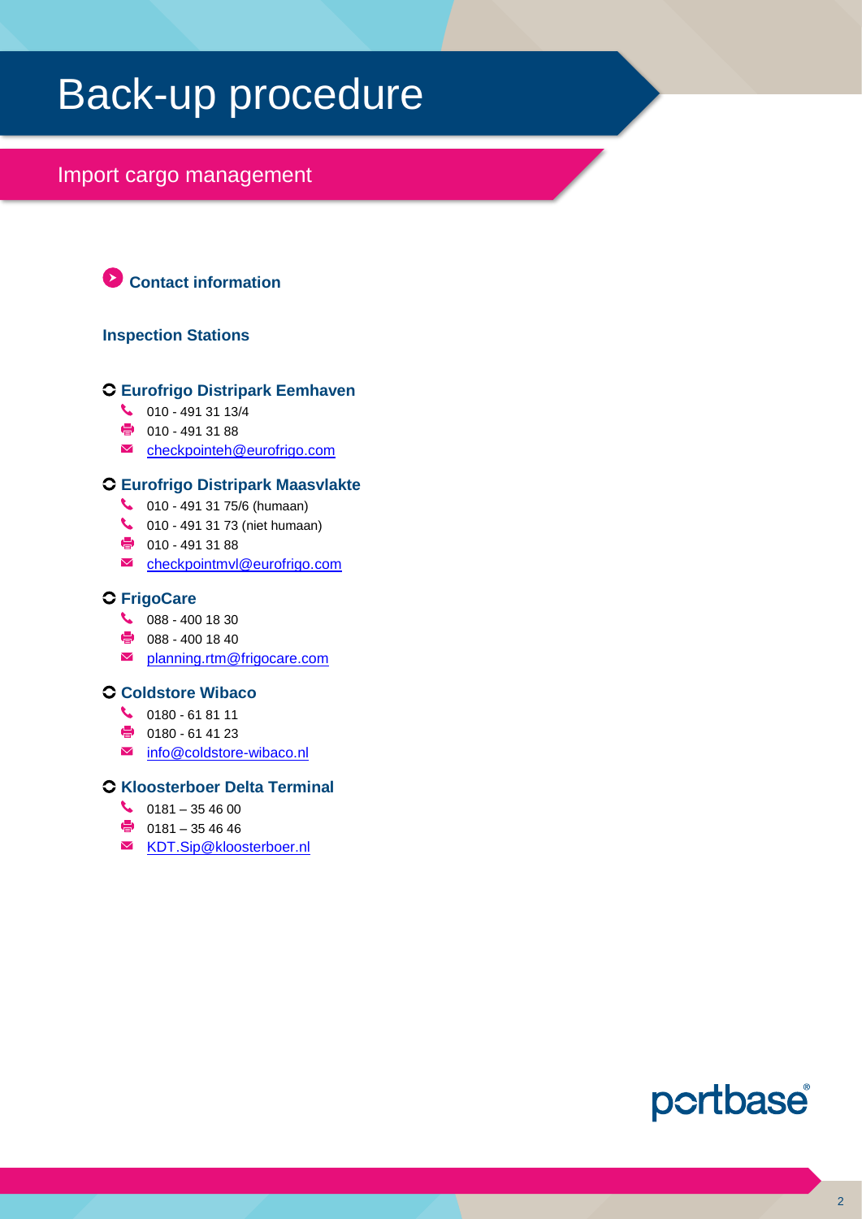# Back-up procedure

## Import cargo management

### Contact information

#### Inspection Stations

**Eurofrigo Distripark Eemhaven**

- 010 - 491 31 13/4
- 010 - 491 31 88
- checkpointeh@eurofrigo.com

**Eurofrigo Distripark Maasvlakte**

- 010 - 491 31 75/6 (humaan)
- 010 - 491 31 73 (niet humaan)
- 010 - 491 31 88
- checkpointmvl@eurofrigo.com

**FrigoCare**

- 088 - 400 18 30
- 088 - 400 18 40
- planning.rtm@frigocare.com

**Coldstore Wibaco**

- 0180 - 61 81 11
- 0180 - 61 41 23
- info@coldstore-wibaco.nl

**Kloosterboer Delta Terminal**

- 0181 – 35 46 00
- 0181 – 35 46 46
- KDT.Sip@kloosterboer.nl

portbase®